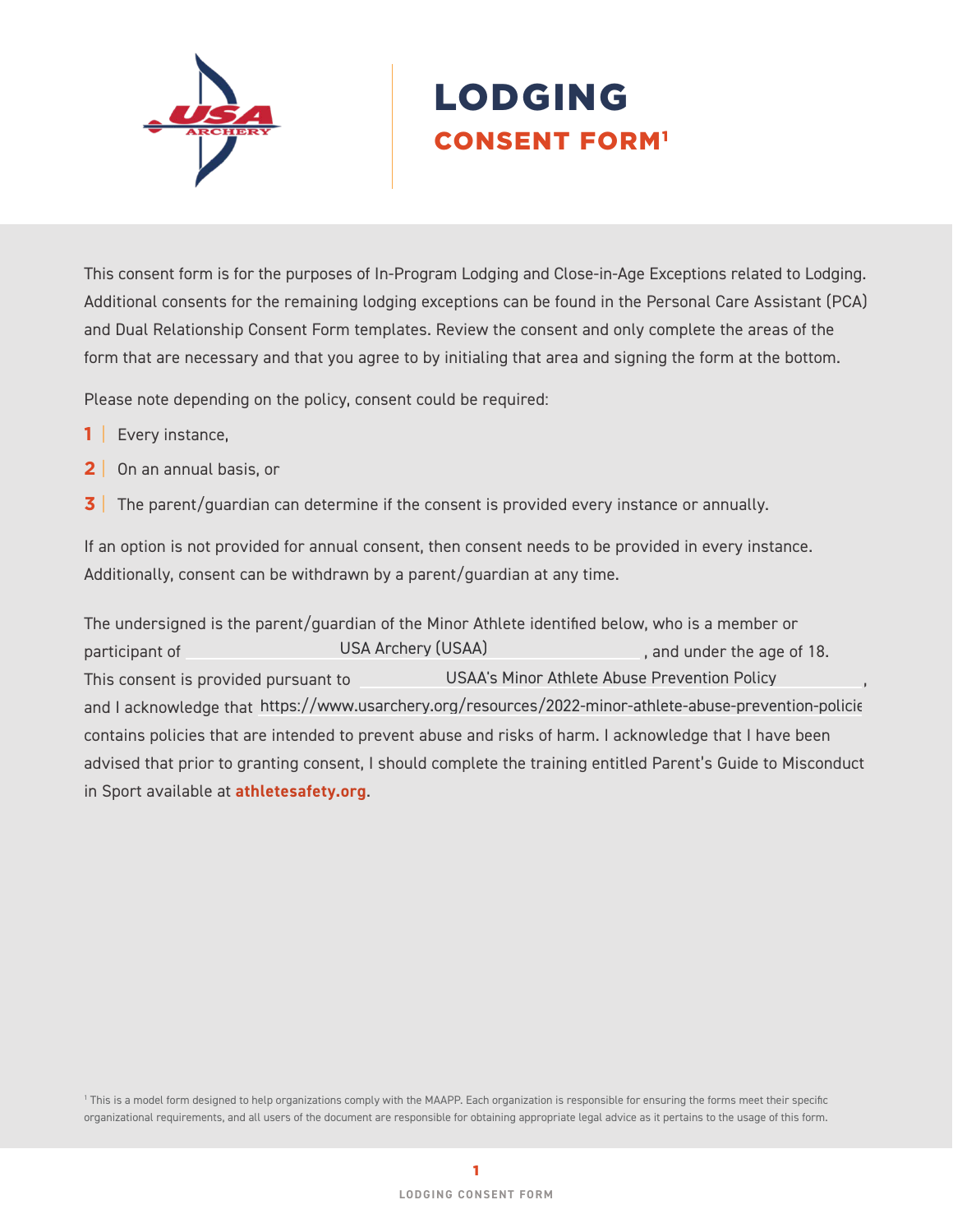# LODGING

## CONSENT FORM[1]

This consent form is for the purposes of In-Program Lodging and Close-in-Age Exceptions related to Lodging. Additional consents for the remaining lodging exceptions can be found in the Personal Care Assistant (PCA) and Dual Relationship Consent Form templates. Review the consent and only complete the areas of the form that are necessary and that you agree to by initialing that area and signing the form at the bottom.

Please note depending on the policy, consent could be required:

1. Every instance,
2. On an annual basis, or
3. The parent/guardian can determine if the consent is provided every instance or annually.

If an option is not provided for annual consent, then consent needs to be provided in every instance. Additionally, consent can be withdrawn by a parent/guardian at any time.

The undersigned is the parent/guardian of the Minor Athlete identified below, who is a member or participant of USA Archery (USAA), and under the age of 18. This consent is provided pursuant to USAA's Minor Athlete Abuse Prevention Policy, and I acknowledge that https://www.usarchery.org/resources/2022-minor-athlete-abuse-prevention-policie contains policies that are intended to prevent abuse and risks of harm. I acknowledge that I have been advised that prior to granting consent, I should complete the training entitled Parent's Guide to Misconduct in Sport available at **athletesafety.org**.

[1] This is a model form designed to help organizations comply with the MAAPP. Each organization is responsible for ensuring the forms meet their specific organizational requirements, and all users of the document are responsible for obtaining appropriate legal advice as it pertains to the usage of this form.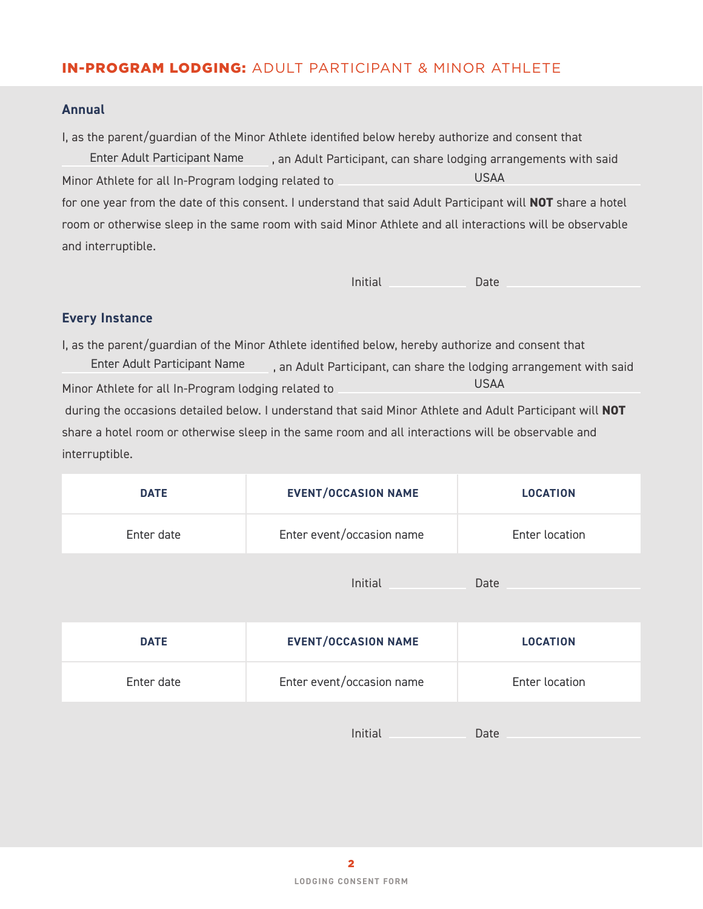## IN-PROGRAM LODGING: ADULT PARTICIPANT & MINOR ATHLETE

### Annual

I, as the parent/guardian of the Minor Athlete identified below hereby authorize and consent that Enter Adult Participant Name, an Adult Participant, can share lodging arrangements with said Minor Athlete for all In-Program lodging related to USAA for one year from the date of this consent. I understand that said Adult Participant will **NOT** share a hotel room or otherwise sleep in the same room with said Minor Athlete and all interactions will be observable and interruptible.

Initial ____________ Date ____________________

### Every Instance

I, as the parent/guardian of the Minor Athlete identified below, hereby authorize and consent that Enter Adult Participant Name, an Adult Participant, can share the lodging arrangement with said Minor Athlete for all In-Program lodging related to USAA during the occasions detailed below. I understand that said Minor Athlete and Adult Participant will **NOT** share a hotel room or otherwise sleep in the same room and all interactions will be observable and interruptible.

| DATE | EVENT/OCCASION NAME | LOCATION |
|---|---|---|
| Enter date | Enter event/occasion name | Enter location |

Initial ____________ Date ____________________

| DATE | EVENT/OCCASION NAME | LOCATION |
|---|---|---|
| Enter date | Enter event/occasion name | Enter location |

Initial ____________ Date ____________________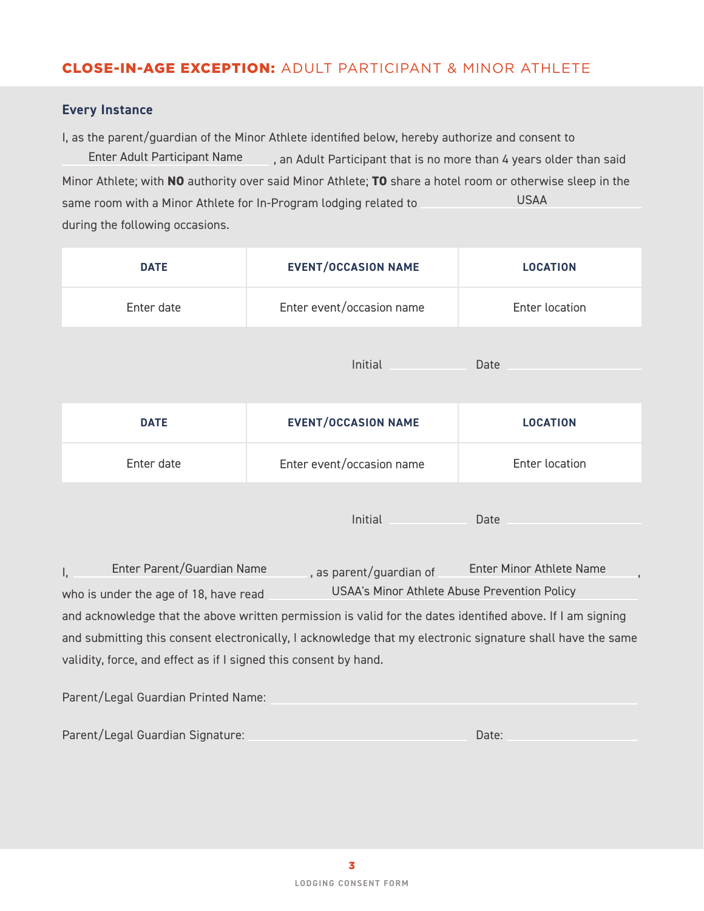## **CLOSE-IN-AGE EXCEPTION:** ADULT PARTICIPANT & MINOR ATHLETE

### Every Instance

I, as the parent/guardian of the Minor Athlete identified below, hereby authorize and consent to Enter Adult Participant Name, an Adult Participant that is no more than 4 years older than said Minor Athlete; with **NO** authority over said Minor Athlete; **TO** share a hotel room or otherwise sleep in the same room with a Minor Athlete for In-Program lodging related to USAA during the following occasions.

| DATE | EVENT/OCCASION NAME | LOCATION |
| --- | --- | --- |
| Enter date | Enter event/occasion name | Enter location |

Initial ____________ Date ____________________

| DATE | EVENT/OCCASION NAME | LOCATION |
| --- | --- | --- |
| Enter date | Enter event/occasion name | Enter location |

Initial ____________ Date ____________________

I, Enter Parent/Guardian Name, as parent/guardian of Enter Minor Athlete Name, who is under the age of 18, have read USAA's Minor Athlete Abuse Prevention Policy and acknowledge that the above written permission is valid for the dates identified above. If I am signing and submitting this consent electronically, I acknowledge that my electronic signature shall have the same validity, force, and effect as if I signed this consent by hand.

Parent/Legal Guardian Printed Name: ________________________________________

Parent/Legal Guardian Signature: ______________________________ Date: ________________